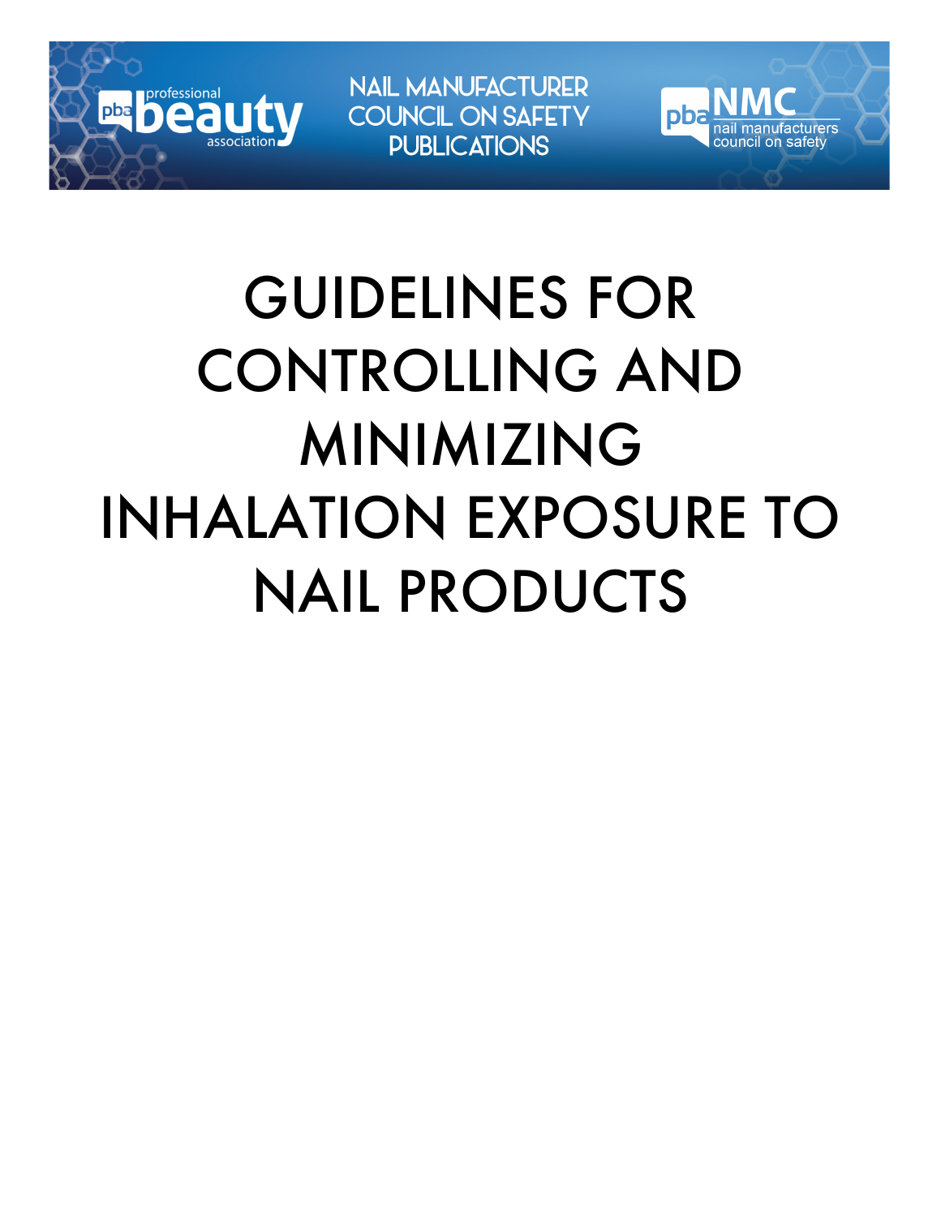professional beauty association

NAIL MANUFACTURER COUNCIL ON SAFETY PUBLICATIONS

NMC nail manufacturers council on safety

# GUIDELINES FOR CONTROLLING AND MINIMIZING INHALATION EXPOSURE TO NAIL PRODUCTS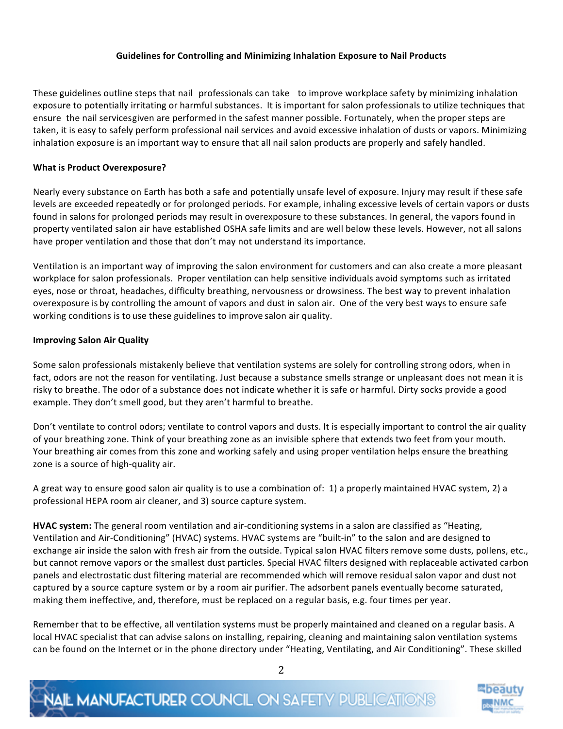**Guidelines for Controlling and Minimizing Inhalation Exposure to Nail Products**

These guidelines outline steps that nail professionals can take to improve workplace safety by minimizing inhalation exposure to potentially irritating or harmful substances. It is important for salon professionals to utilize techniques that ensure the nail servicesgiven are performed in the safest manner possible. Fortunately, when the proper steps are taken, it is easy to safely perform professional nail services and avoid excessive inhalation of dusts or vapors. Minimizing inhalation exposure is an important way to ensure that all nail salon products are properly and safely handled.

**What is Product Overexposure?**

Nearly every substance on Earth has both a safe and potentially unsafe level of exposure. Injury may result if these safe levels are exceeded repeatedly or for prolonged periods. For example, inhaling excessive levels of certain vapors or dusts found in salons for prolonged periods may result in overexposure to these substances. In general, the vapors found in property ventilated salon air have established OSHA safe limits and are well below these levels. However, not all salons have proper ventilation and those that don't may not understand its importance.

Ventilation is an important way of improving the salon environment for customers and can also create a more pleasant workplace for salon professionals. Proper ventilation can help sensitive individuals avoid symptoms such as irritated eyes, nose or throat, headaches, difficulty breathing, nervousness or drowsiness. The best way to prevent inhalation overexposure is by controlling the amount of vapors and dust in salon air. One of the very best ways to ensure safe working conditions is to use these guidelines to improve salon air quality.

**Improving Salon Air Quality**

Some salon professionals mistakenly believe that ventilation systems are solely for controlling strong odors, when in fact, odors are not the reason for ventilating. Just because a substance smells strange or unpleasant does not mean it is risky to breathe. The odor of a substance does not indicate whether it is safe or harmful. Dirty socks provide a good example. They don't smell good, but they aren't harmful to breathe.

Don't ventilate to control odors; ventilate to control vapors and dusts. It is especially important to control the air quality of your breathing zone. Think of your breathing zone as an invisible sphere that extends two feet from your mouth. Your breathing air comes from this zone and working safely and using proper ventilation helps ensure the breathing zone is a source of high-quality air.

A great way to ensure good salon air quality is to use a combination of: 1) a properly maintained HVAC system, 2) a professional HEPA room air cleaner, and 3) source capture system.

**HVAC system:** The general room ventilation and air-conditioning systems in a salon are classified as "Heating, Ventilation and Air-Conditioning" (HVAC) systems. HVAC systems are "built-in" to the salon and are designed to exchange air inside the salon with fresh air from the outside. Typical salon HVAC filters remove some dusts, pollens, etc., but cannot remove vapors or the smallest dust particles. Special HVAC filters designed with replaceable activated carbon panels and electrostatic dust filtering material are recommended which will remove residual salon vapor and dust not captured by a source capture system or by a room air purifier. The adsorbent panels eventually become saturated, making them ineffective, and, therefore, must be replaced on a regular basis, e.g. four times per year.

Remember that to be effective, all ventilation systems must be properly maintained and cleaned on a regular basis. A local HVAC specialist that can advise salons on installing, repairing, cleaning and maintaining salon ventilation systems can be found on the Internet or in the phone directory under "Heating, Ventilating, and Air Conditioning". These skilled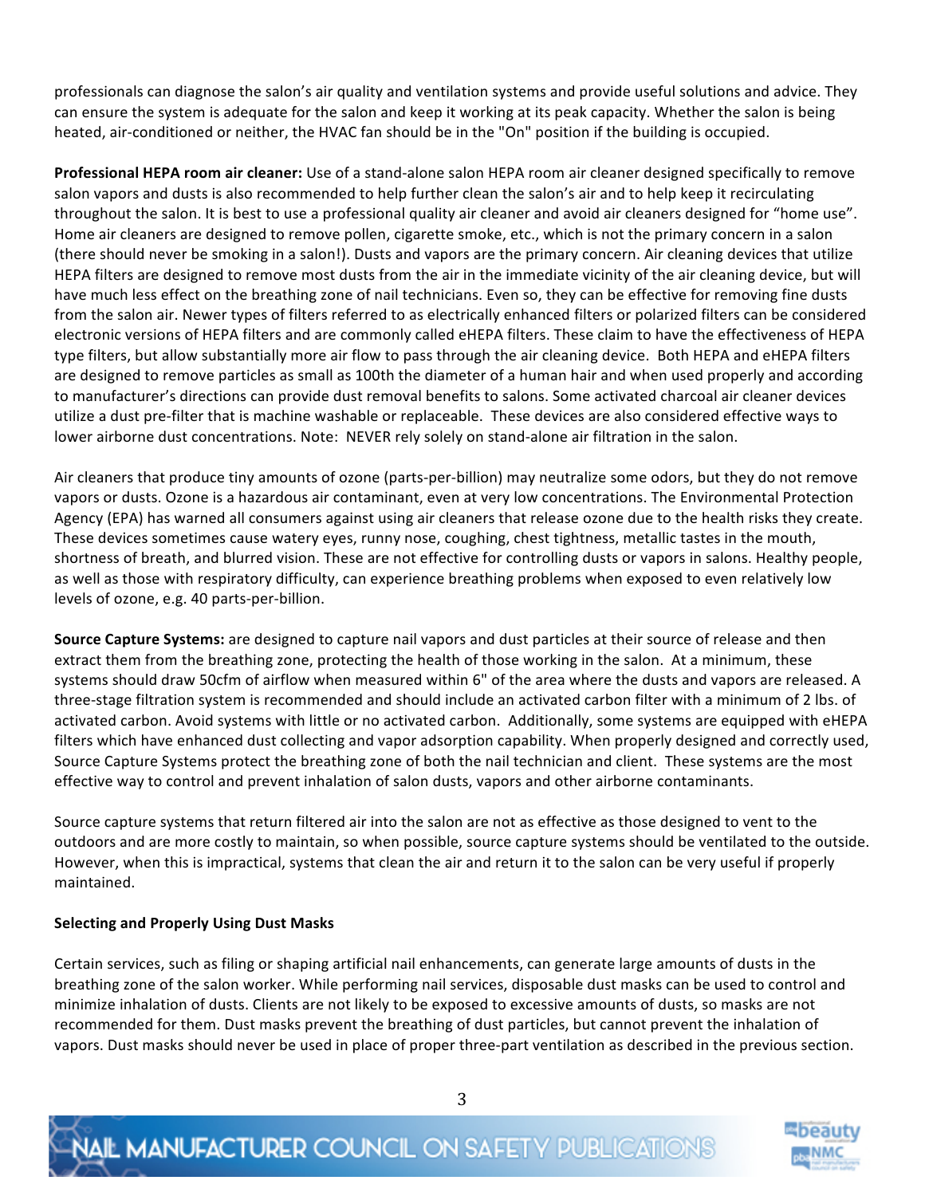professionals can diagnose the salon's air quality and ventilation systems and provide useful solutions and advice. They can ensure the system is adequate for the salon and keep it working at its peak capacity. Whether the salon is being heated, air-conditioned or neither, the HVAC fan should be in the "On" position if the building is occupied.

**Professional HEPA room air cleaner:** Use of a stand-alone salon HEPA room air cleaner designed specifically to remove salon vapors and dusts is also recommended to help further clean the salon's air and to help keep it recirculating throughout the salon. It is best to use a professional quality air cleaner and avoid air cleaners designed for "home use". Home air cleaners are designed to remove pollen, cigarette smoke, etc., which is not the primary concern in a salon (there should never be smoking in a salon!). Dusts and vapors are the primary concern. Air cleaning devices that utilize HEPA filters are designed to remove most dusts from the air in the immediate vicinity of the air cleaning device, but will have much less effect on the breathing zone of nail technicians. Even so, they can be effective for removing fine dusts from the salon air. Newer types of filters referred to as electrically enhanced filters or polarized filters can be considered electronic versions of HEPA filters and are commonly called eHEPA filters. These claim to have the effectiveness of HEPA type filters, but allow substantially more air flow to pass through the air cleaning device. Both HEPA and eHEPA filters are designed to remove particles as small as 100th the diameter of a human hair and when used properly and according to manufacturer's directions can provide dust removal benefits to salons. Some activated charcoal air cleaner devices utilize a dust pre-filter that is machine washable or replaceable. These devices are also considered effective ways to lower airborne dust concentrations. Note: NEVER rely solely on stand-alone air filtration in the salon.

Air cleaners that produce tiny amounts of ozone (parts-per-billion) may neutralize some odors, but they do not remove vapors or dusts. Ozone is a hazardous air contaminant, even at very low concentrations. The Environmental Protection Agency (EPA) has warned all consumers against using air cleaners that release ozone due to the health risks they create. These devices sometimes cause watery eyes, runny nose, coughing, chest tightness, metallic tastes in the mouth, shortness of breath, and blurred vision. These are not effective for controlling dusts or vapors in salons. Healthy people, as well as those with respiratory difficulty, can experience breathing problems when exposed to even relatively low levels of ozone, e.g. 40 parts-per-billion.

**Source Capture Systems:** are designed to capture nail vapors and dust particles at their source of release and then extract them from the breathing zone, protecting the health of those working in the salon. At a minimum, these systems should draw 50cfm of airflow when measured within 6" of the area where the dusts and vapors are released. A three-stage filtration system is recommended and should include an activated carbon filter with a minimum of 2 lbs. of activated carbon. Avoid systems with little or no activated carbon. Additionally, some systems are equipped with eHEPA filters which have enhanced dust collecting and vapor adsorption capability. When properly designed and correctly used, Source Capture Systems protect the breathing zone of both the nail technician and client. These systems are the most effective way to control and prevent inhalation of salon dusts, vapors and other airborne contaminants.

Source capture systems that return filtered air into the salon are not as effective as those designed to vent to the outdoors and are more costly to maintain, so when possible, source capture systems should be ventilated to the outside. However, when this is impractical, systems that clean the air and return it to the salon can be very useful if properly maintained.

### Selecting and Properly Using Dust Masks

Certain services, such as filing or shaping artificial nail enhancements, can generate large amounts of dusts in the breathing zone of the salon worker. While performing nail services, disposable dust masks can be used to control and minimize inhalation of dusts. Clients are not likely to be exposed to excessive amounts of dusts, so masks are not recommended for them. Dust masks prevent the breathing of dust particles, but cannot prevent the inhalation of vapors. Dust masks should never be used in place of proper three-part ventilation as described in the previous section.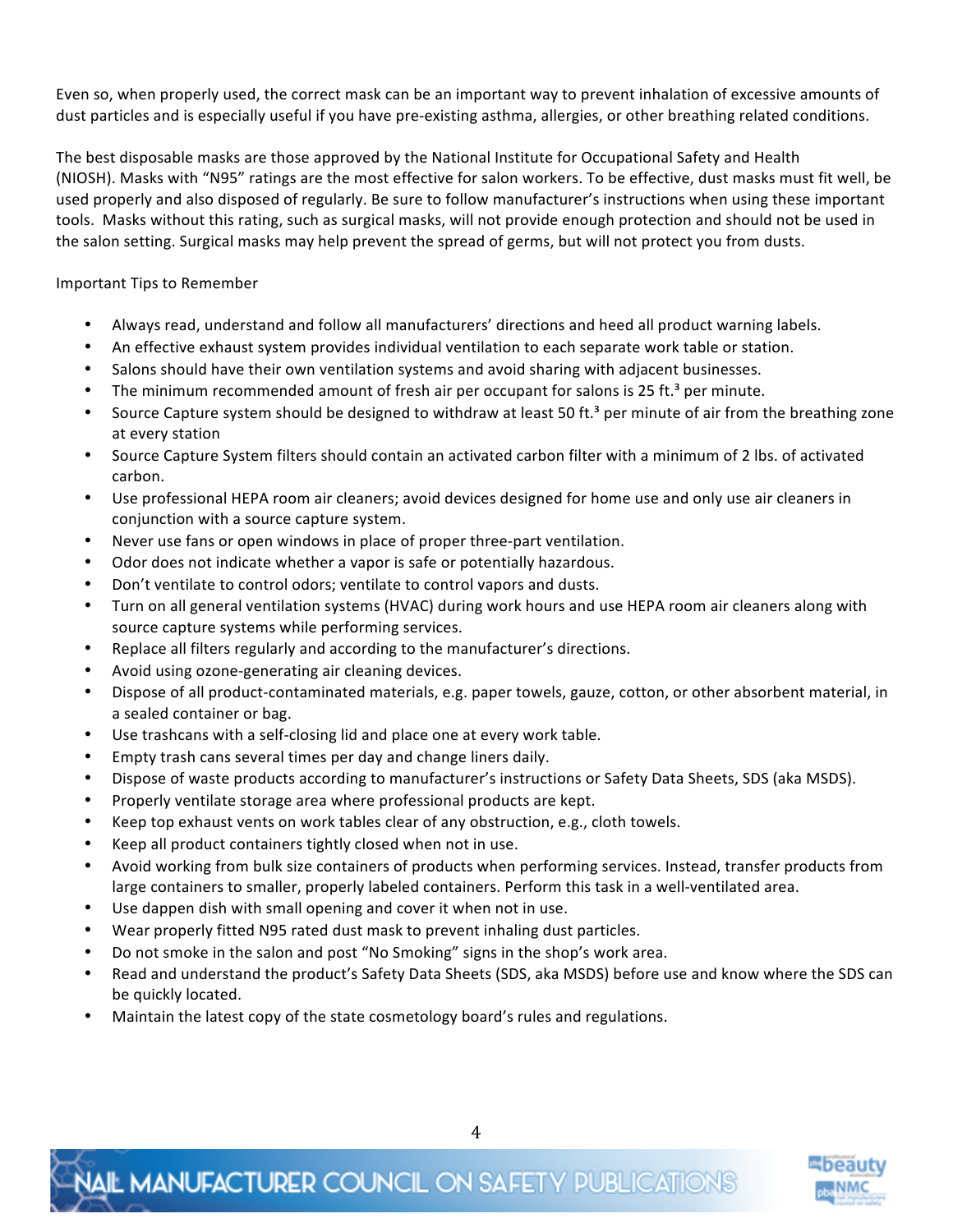Even so, when properly used, the correct mask can be an important way to prevent inhalation of excessive amounts of dust particles and is especially useful if you have pre-existing asthma, allergies, or other breathing related conditions.

The best disposable masks are those approved by the National Institute for Occupational Safety and Health (NIOSH). Masks with "N95" ratings are the most effective for salon workers. To be effective, dust masks must fit well, be used properly and also disposed of regularly. Be sure to follow manufacturer's instructions when using these important tools. Masks without this rating, such as surgical masks, will not provide enough protection and should not be used in the salon setting. Surgical masks may help prevent the spread of germs, but will not protect you from dusts.

Important Tips to Remember

- Always read, understand and follow all manufacturers' directions and heed all product warning labels.
- An effective exhaust system provides individual ventilation to each separate work table or station.
- Salons should have their own ventilation systems and avoid sharing with adjacent businesses.
- The minimum recommended amount of fresh air per occupant for salons is 25 $ft.^3$ per minute.
- Source Capture system should be designed to withdraw at least 50 $ft.^3$ per minute of air from the breathing zone at every station
- Source Capture System filters should contain an activated carbon filter with a minimum of 2 lbs. of activated carbon.
- Use professional HEPA room air cleaners; avoid devices designed for home use and only use air cleaners in conjunction with a source capture system.
- Never use fans or open windows in place of proper three-part ventilation.
- Odor does not indicate whether a vapor is safe or potentially hazardous.
- Don't ventilate to control odors; ventilate to control vapors and dusts.
- Turn on all general ventilation systems (HVAC) during work hours and use HEPA room air cleaners along with source capture systems while performing services.
- Replace all filters regularly and according to the manufacturer's directions.
- Avoid using ozone-generating air cleaning devices.
- Dispose of all product-contaminated materials, e.g. paper towels, gauze, cotton, or other absorbent material, in a sealed container or bag.
- Use trashcans with a self-closing lid and place one at every work table.
- Empty trash cans several times per day and change liners daily.
- Dispose of waste products according to manufacturer's instructions or Safety Data Sheets, SDS (aka MSDS).
- Properly ventilate storage area where professional products are kept.
- Keep top exhaust vents on work tables clear of any obstruction, e.g., cloth towels.
- Keep all product containers tightly closed when not in use.
- Avoid working from bulk size containers of products when performing services. Instead, transfer products from large containers to smaller, properly labeled containers. Perform this task in a well-ventilated area.
- Use dappen dish with small opening and cover it when not in use.
- Wear properly fitted N95 rated dust mask to prevent inhaling dust particles.
- Do not smoke in the salon and post "No Smoking" signs in the shop's work area.
- Read and understand the product's Safety Data Sheets (SDS, aka MSDS) before use and know where the SDS can be quickly located.
- Maintain the latest copy of the state cosmetology board's rules and regulations.